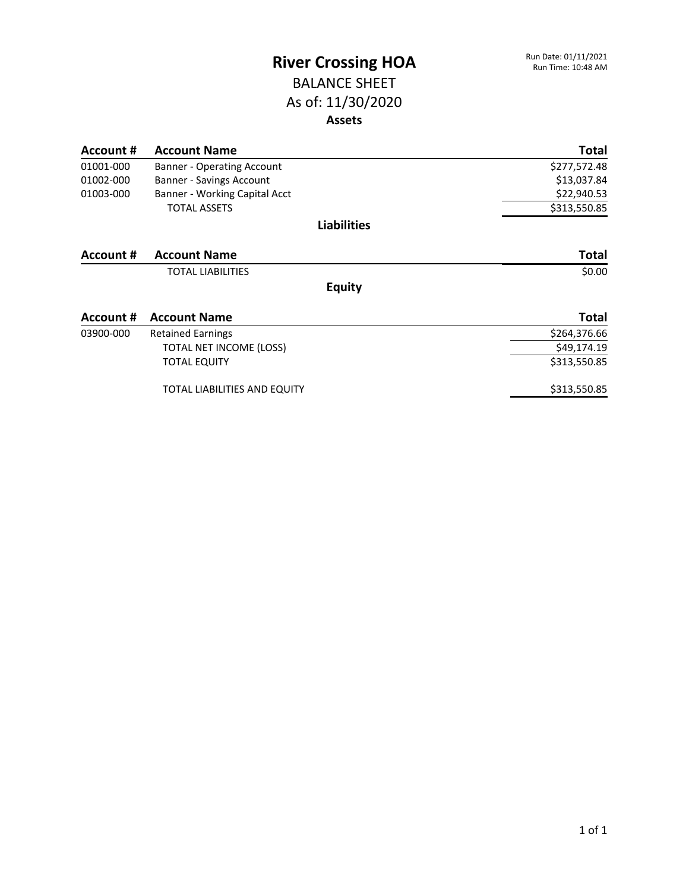# River Crossing HOA

Run Date: 01/11/2021
Run Time: 10:48 AM

## BALANCE SHEET

## As of: 11/30/2020

### Assets

| Account # | Account Name | Total |
|---|---|---|
| 01001-000 | Banner - Operating Account | $277,572.48 |
| 01002-000 | Banner - Savings Account | $13,037.84 |
| 01003-000 | Banner - Working Capital Acct | $22,940.53 |
| | TOTAL ASSETS | $313,550.85 |

### Liabilities

| Account # | Account Name | Total |
|---|---|---|
| | TOTAL LIABILITIES | $0.00 |

### Equity

| Account # | Account Name | Total |
|---|---|---|
| 03900-000 | Retained Earnings | $264,376.66 |
| | TOTAL NET INCOME (LOSS) | $49,174.19 |
| | TOTAL EQUITY | $313,550.85 |
| | TOTAL LIABILITIES AND EQUITY | $313,550.85 |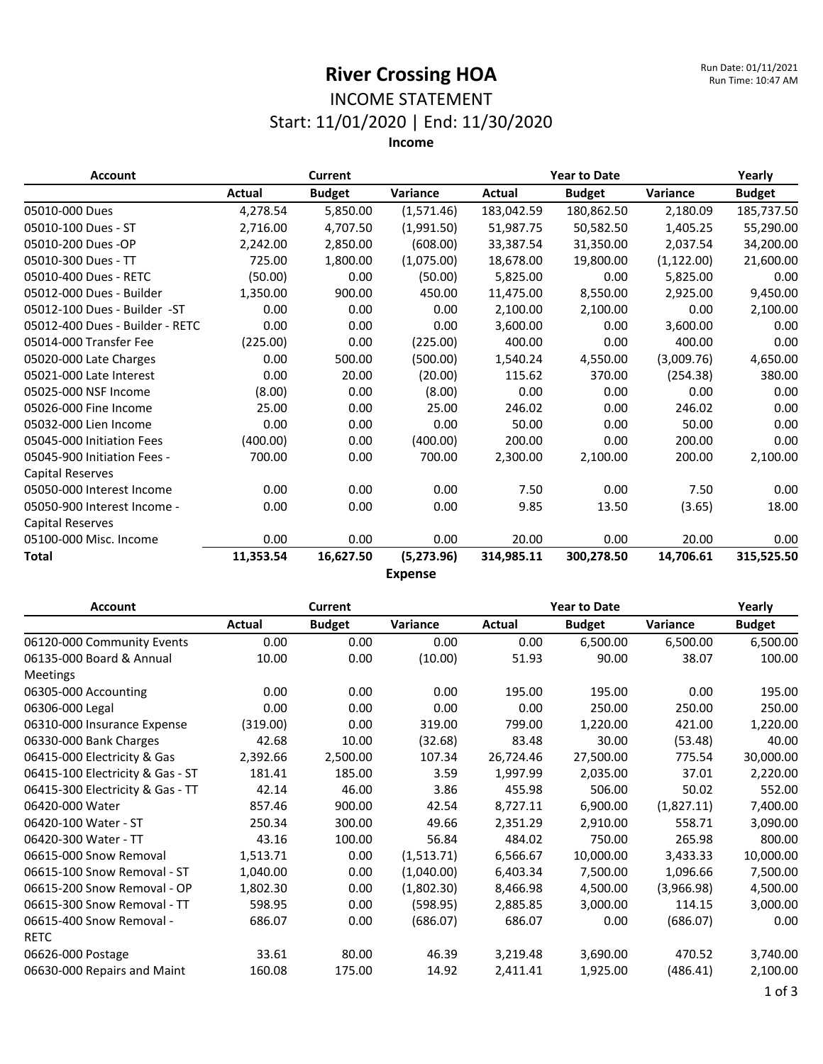# River Crossing HOA

Run Date: 01/11/2021
Run Time: 10:47 AM

## INCOME STATEMENT

### Start: 11/01/2020 | End: 11/30/2020

**Income**

| Account | Current | | | Year to Date | | | Yearly |
|---|---|---|---|---|---|---|---|
| | Actual | Budget | Variance | Actual | Budget | Variance | Budget |
| 05010-000 Dues | 4,278.54 | 5,850.00 | (1,571.46) | 183,042.59 | 180,862.50 | 2,180.09 | 185,737.50 |
| 05010-100 Dues - ST | 2,716.00 | 4,707.50 | (1,991.50) | 51,987.75 | 50,582.50 | 1,405.25 | 55,290.00 |
| 05010-200 Dues -OP | 2,242.00 | 2,850.00 | (608.00) | 33,387.54 | 31,350.00 | 2,037.54 | 34,200.00 |
| 05010-300 Dues - TT | 725.00 | 1,800.00 | (1,075.00) | 18,678.00 | 19,800.00 | (1,122.00) | 21,600.00 |
| 05010-400 Dues - RETC | (50.00) | 0.00 | (50.00) | 5,825.00 | 0.00 | 5,825.00 | 0.00 |
| 05012-000 Dues - Builder | 1,350.00 | 900.00 | 450.00 | 11,475.00 | 8,550.00 | 2,925.00 | 9,450.00 |
| 05012-100 Dues - Builder -ST | 0.00 | 0.00 | 0.00 | 2,100.00 | 2,100.00 | 0.00 | 2,100.00 |
| 05012-400 Dues - Builder - RETC | 0.00 | 0.00 | 0.00 | 3,600.00 | 0.00 | 3,600.00 | 0.00 |
| 05014-000 Transfer Fee | (225.00) | 0.00 | (225.00) | 400.00 | 0.00 | 400.00 | 0.00 |
| 05020-000 Late Charges | 0.00 | 500.00 | (500.00) | 1,540.24 | 4,550.00 | (3,009.76) | 4,650.00 |
| 05021-000 Late Interest | 0.00 | 20.00 | (20.00) | 115.62 | 370.00 | (254.38) | 380.00 |
| 05025-000 NSF Income | (8.00) | 0.00 | (8.00) | 0.00 | 0.00 | 0.00 | 0.00 |
| 05026-000 Fine Income | 25.00 | 0.00 | 25.00 | 246.02 | 0.00 | 246.02 | 0.00 |
| 05032-000 Lien Income | 0.00 | 0.00 | 0.00 | 50.00 | 0.00 | 50.00 | 0.00 |
| 05045-000 Initiation Fees | (400.00) | 0.00 | (400.00) | 200.00 | 0.00 | 200.00 | 0.00 |
| 05045-900 Initiation Fees - Capital Reserves | 700.00 | 0.00 | 700.00 | 2,300.00 | 2,100.00 | 200.00 | 2,100.00 |
| 05050-000 Interest Income | 0.00 | 0.00 | 0.00 | 7.50 | 0.00 | 7.50 | 0.00 |
| 05050-900 Interest Income - Capital Reserves | 0.00 | 0.00 | 0.00 | 9.85 | 13.50 | (3.65) | 18.00 |
| 05100-000 Misc. Income | 0.00 | 0.00 | 0.00 | 20.00 | 0.00 | 20.00 | 0.00 |
| **Total** | **11,353.54** | **16,627.50** | **(5,273.96)** | **314,985.11** | **300,278.50** | **14,706.61** | **315,525.50** |

**Expense**

| Account | Current | | | Year to Date | | | Yearly |
|---|---|---|---|---|---|---|---|
| | Actual | Budget | Variance | Actual | Budget | Variance | Budget |
| 06120-000 Community Events | 0.00 | 0.00 | 0.00 | 0.00 | 6,500.00 | 6,500.00 | 6,500.00 |
| 06135-000 Board & Annual Meetings | 10.00 | 0.00 | (10.00) | 51.93 | 90.00 | 38.07 | 100.00 |
| 06305-000 Accounting | 0.00 | 0.00 | 0.00 | 195.00 | 195.00 | 0.00 | 195.00 |
| 06306-000 Legal | 0.00 | 0.00 | 0.00 | 0.00 | 250.00 | 250.00 | 250.00 |
| 06310-000 Insurance Expense | (319.00) | 0.00 | 319.00 | 799.00 | 1,220.00 | 421.00 | 1,220.00 |
| 06330-000 Bank Charges | 42.68 | 10.00 | (32.68) | 83.48 | 30.00 | (53.48) | 40.00 |
| 06415-000 Electricity & Gas | 2,392.66 | 2,500.00 | 107.34 | 26,724.46 | 27,500.00 | 775.54 | 30,000.00 |
| 06415-100 Electricity & Gas - ST | 181.41 | 185.00 | 3.59 | 1,997.99 | 2,035.00 | 37.01 | 2,220.00 |
| 06415-300 Electricity & Gas - TT | 42.14 | 46.00 | 3.86 | 455.98 | 506.00 | 50.02 | 552.00 |
| 06420-000 Water | 857.46 | 900.00 | 42.54 | 8,727.11 | 6,900.00 | (1,827.11) | 7,400.00 |
| 06420-100 Water - ST | 250.34 | 300.00 | 49.66 | 2,351.29 | 2,910.00 | 558.71 | 3,090.00 |
| 06420-300 Water - TT | 43.16 | 100.00 | 56.84 | 484.02 | 750.00 | 265.98 | 800.00 |
| 06615-000 Snow Removal | 1,513.71 | 0.00 | (1,513.71) | 6,566.67 | 10,000.00 | 3,433.33 | 10,000.00 |
| 06615-100 Snow Removal - ST | 1,040.00 | 0.00 | (1,040.00) | 6,403.34 | 7,500.00 | 1,096.66 | 7,500.00 |
| 06615-200 Snow Removal - OP | 1,802.30 | 0.00 | (1,802.30) | 8,466.98 | 4,500.00 | (3,966.98) | 4,500.00 |
| 06615-300 Snow Removal - TT | 598.95 | 0.00 | (598.95) | 2,885.85 | 3,000.00 | 114.15 | 3,000.00 |
| 06615-400 Snow Removal - RETC | 686.07 | 0.00 | (686.07) | 686.07 | 0.00 | (686.07) | 0.00 |
| 06626-000 Postage | 33.61 | 80.00 | 46.39 | 3,219.48 | 3,690.00 | 470.52 | 3,740.00 |
| 06630-000 Repairs and Maint | 160.08 | 175.00 | 14.92 | 2,411.41 | 1,925.00 | (486.41) | 2,100.00 |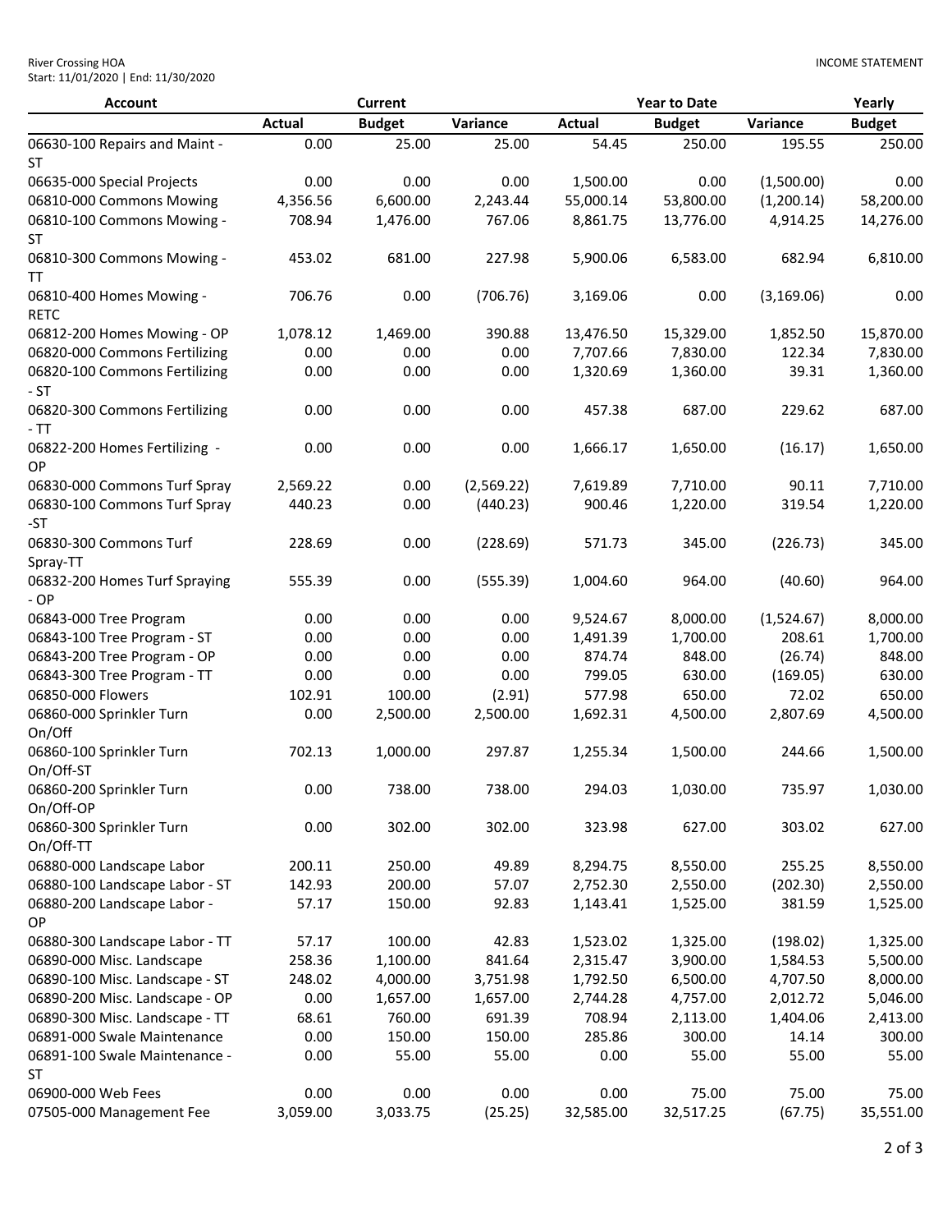River Crossing HOA
Start: 11/01/2020 | End: 11/30/2020

INCOME STATEMENT

| Account | Current | | | Year to Date | | | Yearly |
|---|---|---|---|---|---|---|---|
| | Actual | Budget | Variance | Actual | Budget | Variance | Budget |
| 06630-100 Repairs and Maint - ST | 0.00 | 25.00 | 25.00 | 54.45 | 250.00 | 195.55 | 250.00 |
| 06635-000 Special Projects | 0.00 | 0.00 | 0.00 | 1,500.00 | 0.00 | (1,500.00) | 0.00 |
| 06810-000 Commons Mowing | 4,356.56 | 6,600.00 | 2,243.44 | 55,000.14 | 53,800.00 | (1,200.14) | 58,200.00 |
| 06810-100 Commons Mowing - ST | 708.94 | 1,476.00 | 767.06 | 8,861.75 | 13,776.00 | 4,914.25 | 14,276.00 |
| 06810-300 Commons Mowing - TT | 453.02 | 681.00 | 227.98 | 5,900.06 | 6,583.00 | 682.94 | 6,810.00 |
| 06810-400 Homes Mowing - RETC | 706.76 | 0.00 | (706.76) | 3,169.06 | 0.00 | (3,169.06) | 0.00 |
| 06812-200 Homes Mowing - OP | 1,078.12 | 1,469.00 | 390.88 | 13,476.50 | 15,329.00 | 1,852.50 | 15,870.00 |
| 06820-000 Commons Fertilizing | 0.00 | 0.00 | 0.00 | 7,707.66 | 7,830.00 | 122.34 | 7,830.00 |
| 06820-100 Commons Fertilizing - ST | 0.00 | 0.00 | 0.00 | 1,320.69 | 1,360.00 | 39.31 | 1,360.00 |
| 06820-300 Commons Fertilizing - TT | 0.00 | 0.00 | 0.00 | 457.38 | 687.00 | 229.62 | 687.00 |
| 06822-200 Homes Fertilizing - OP | 0.00 | 0.00 | 0.00 | 1,666.17 | 1,650.00 | (16.17) | 1,650.00 |
| 06830-000 Commons Turf Spray | 2,569.22 | 0.00 | (2,569.22) | 7,619.89 | 7,710.00 | 90.11 | 7,710.00 |
| 06830-100 Commons Turf Spray -ST | 440.23 | 0.00 | (440.23) | 900.46 | 1,220.00 | 319.54 | 1,220.00 |
| 06830-300 Commons Turf Spray-TT | 228.69 | 0.00 | (228.69) | 571.73 | 345.00 | (226.73) | 345.00 |
| 06832-200 Homes Turf Spraying - OP | 555.39 | 0.00 | (555.39) | 1,004.60 | 964.00 | (40.60) | 964.00 |
| 06843-000 Tree Program | 0.00 | 0.00 | 0.00 | 9,524.67 | 8,000.00 | (1,524.67) | 8,000.00 |
| 06843-100 Tree Program - ST | 0.00 | 0.00 | 0.00 | 1,491.39 | 1,700.00 | 208.61 | 1,700.00 |
| 06843-200 Tree Program - OP | 0.00 | 0.00 | 0.00 | 874.74 | 848.00 | (26.74) | 848.00 |
| 06843-300 Tree Program - TT | 0.00 | 0.00 | 0.00 | 799.05 | 630.00 | (169.05) | 630.00 |
| 06850-000 Flowers | 102.91 | 100.00 | (2.91) | 577.98 | 650.00 | 72.02 | 650.00 |
| 06860-000 Sprinkler Turn On/Off | 0.00 | 2,500.00 | 2,500.00 | 1,692.31 | 4,500.00 | 2,807.69 | 4,500.00 |
| 06860-100 Sprinkler Turn On/Off-ST | 702.13 | 1,000.00 | 297.87 | 1,255.34 | 1,500.00 | 244.66 | 1,500.00 |
| 06860-200 Sprinkler Turn On/Off-OP | 0.00 | 738.00 | 738.00 | 294.03 | 1,030.00 | 735.97 | 1,030.00 |
| 06860-300 Sprinkler Turn On/Off-TT | 0.00 | 302.00 | 302.00 | 323.98 | 627.00 | 303.02 | 627.00 |
| 06880-000 Landscape Labor | 200.11 | 250.00 | 49.89 | 8,294.75 | 8,550.00 | 255.25 | 8,550.00 |
| 06880-100 Landscape Labor - ST | 142.93 | 200.00 | 57.07 | 2,752.30 | 2,550.00 | (202.30) | 2,550.00 |
| 06880-200 Landscape Labor - OP | 57.17 | 150.00 | 92.83 | 1,143.41 | 1,525.00 | 381.59 | 1,525.00 |
| 06880-300 Landscape Labor - TT | 57.17 | 100.00 | 42.83 | 1,523.02 | 1,325.00 | (198.02) | 1,325.00 |
| 06890-000 Misc. Landscape | 258.36 | 1,100.00 | 841.64 | 2,315.47 | 3,900.00 | 1,584.53 | 5,500.00 |
| 06890-100 Misc. Landscape - ST | 248.02 | 4,000.00 | 3,751.98 | 1,792.50 | 6,500.00 | 4,707.50 | 8,000.00 |
| 06890-200 Misc. Landscape - OP | 0.00 | 1,657.00 | 1,657.00 | 2,744.28 | 4,757.00 | 2,012.72 | 5,046.00 |
| 06890-300 Misc. Landscape - TT | 68.61 | 760.00 | 691.39 | 708.94 | 2,113.00 | 1,404.06 | 2,413.00 |
| 06891-000 Swale Maintenance | 0.00 | 150.00 | 150.00 | 285.86 | 300.00 | 14.14 | 300.00 |
| 06891-100 Swale Maintenance - ST | 0.00 | 55.00 | 55.00 | 0.00 | 55.00 | 55.00 | 55.00 |
| 06900-000 Web Fees | 0.00 | 0.00 | 0.00 | 0.00 | 75.00 | 75.00 | 75.00 |
| 07505-000 Management Fee | 3,059.00 | 3,033.75 | (25.25) | 32,585.00 | 32,517.25 | (67.75) | 35,551.00 |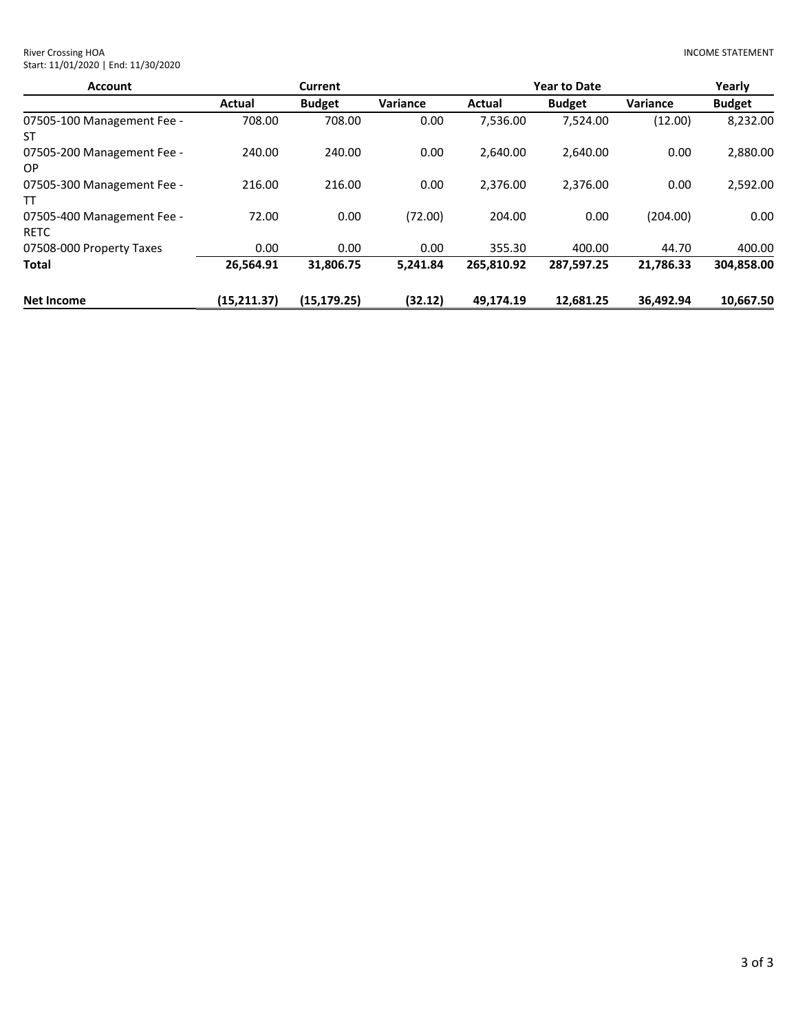River Crossing HOA
Start: 11/01/2020 | End: 11/30/2020

INCOME STATEMENT

| Account | Current | | | Year to Date | | | Yearly |
|---|---|---|---|---|---|---|---|
| | Actual | Budget | Variance | Actual | Budget | Variance | Budget |
| 07505-100 Management Fee - ST | 708.00 | 708.00 | 0.00 | 7,536.00 | 7,524.00 | (12.00) | 8,232.00 |
| 07505-200 Management Fee - OP | 240.00 | 240.00 | 0.00 | 2,640.00 | 2,640.00 | 0.00 | 2,880.00 |
| 07505-300 Management Fee - TT | 216.00 | 216.00 | 0.00 | 2,376.00 | 2,376.00 | 0.00 | 2,592.00 |
| 07505-400 Management Fee - RETC | 72.00 | 0.00 | (72.00) | 204.00 | 0.00 | (204.00) | 0.00 |
| 07508-000 Property Taxes | 0.00 | 0.00 | 0.00 | 355.30 | 400.00 | 44.70 | 400.00 |
| **Total** | **26,564.91** | **31,806.75** | **5,241.84** | **265,810.92** | **287,597.25** | **21,786.33** | **304,858.00** |
| **Net Income** | **(15,211.37)** | **(15,179.25)** | **(32.12)** | **49,174.19** | **12,681.25** | **36,492.94** | **10,667.50** |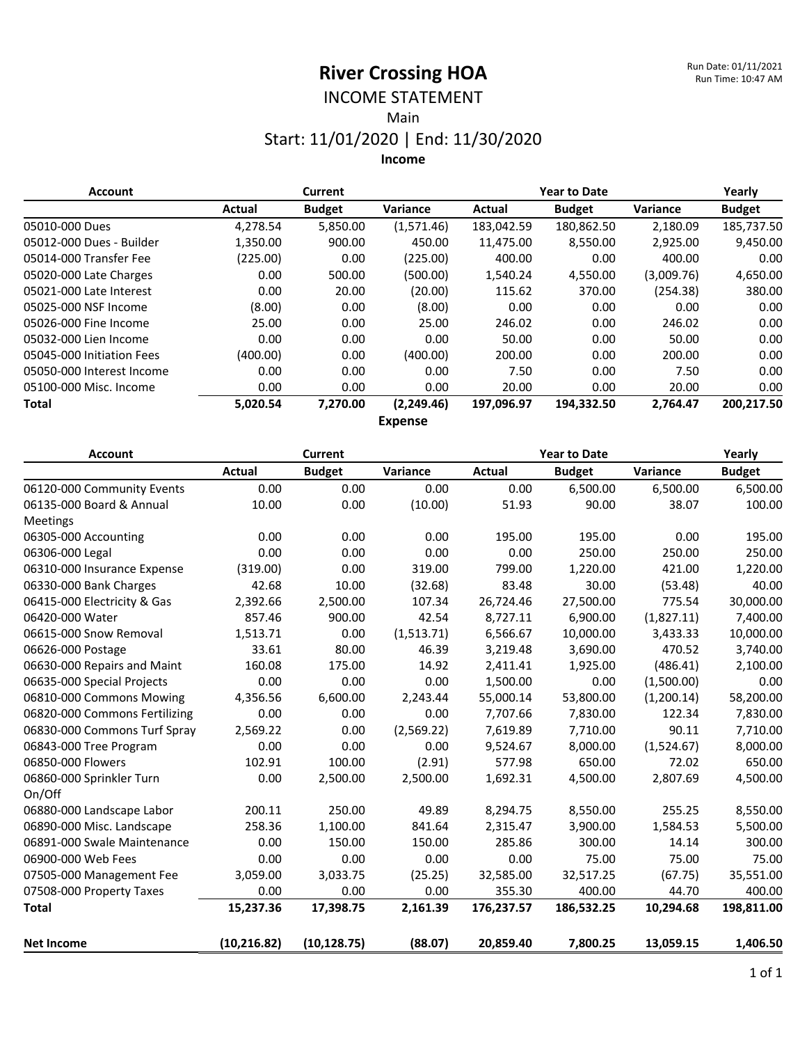# River Crossing HOA

Run Date: 01/11/2021
Run Time: 10:47 AM

## INCOME STATEMENT

Main

Start: 11/01/2020 | End: 11/30/2020

### Income

| Account | Current | | | Year to Date | | | Yearly |
|---|---|---|---|---|---|---|---|
| | Actual | Budget | Variance | Actual | Budget | Variance | Budget |
| 05010-000 Dues | 4,278.54 | 5,850.00 | (1,571.46) | 183,042.59 | 180,862.50 | 2,180.09 | 185,737.50 |
| 05012-000 Dues - Builder | 1,350.00 | 900.00 | 450.00 | 11,475.00 | 8,550.00 | 2,925.00 | 9,450.00 |
| 05014-000 Transfer Fee | (225.00) | 0.00 | (225.00) | 400.00 | 0.00 | 400.00 | 0.00 |
| 05020-000 Late Charges | 0.00 | 500.00 | (500.00) | 1,540.24 | 4,550.00 | (3,009.76) | 4,650.00 |
| 05021-000 Late Interest | 0.00 | 20.00 | (20.00) | 115.62 | 370.00 | (254.38) | 380.00 |
| 05025-000 NSF Income | (8.00) | 0.00 | (8.00) | 0.00 | 0.00 | 0.00 | 0.00 |
| 05026-000 Fine Income | 25.00 | 0.00 | 25.00 | 246.02 | 0.00 | 246.02 | 0.00 |
| 05032-000 Lien Income | 0.00 | 0.00 | 0.00 | 50.00 | 0.00 | 50.00 | 0.00 |
| 05045-000 Initiation Fees | (400.00) | 0.00 | (400.00) | 200.00 | 0.00 | 200.00 | 0.00 |
| 05050-000 Interest Income | 0.00 | 0.00 | 0.00 | 7.50 | 0.00 | 7.50 | 0.00 |
| 05100-000 Misc. Income | 0.00 | 0.00 | 0.00 | 20.00 | 0.00 | 20.00 | 0.00 |
| **Total** | **5,020.54** | **7,270.00** | **(2,249.46)** | **197,096.97** | **194,332.50** | **2,764.47** | **200,217.50** |

### Expense

| Account | Current | | | Year to Date | | | Yearly |
|---|---|---|---|---|---|---|---|
| | Actual | Budget | Variance | Actual | Budget | Variance | Budget |
| 06120-000 Community Events | 0.00 | 0.00 | 0.00 | 0.00 | 6,500.00 | 6,500.00 | 6,500.00 |
| 06135-000 Board & Annual Meetings | 10.00 | 0.00 | (10.00) | 51.93 | 90.00 | 38.07 | 100.00 |
| 06305-000 Accounting | 0.00 | 0.00 | 0.00 | 195.00 | 195.00 | 0.00 | 195.00 |
| 06306-000 Legal | 0.00 | 0.00 | 0.00 | 0.00 | 250.00 | 250.00 | 250.00 |
| 06310-000 Insurance Expense | (319.00) | 0.00 | 319.00 | 799.00 | 1,220.00 | 421.00 | 1,220.00 |
| 06330-000 Bank Charges | 42.68 | 10.00 | (32.68) | 83.48 | 30.00 | (53.48) | 40.00 |
| 06415-000 Electricity & Gas | 2,392.66 | 2,500.00 | 107.34 | 26,724.46 | 27,500.00 | 775.54 | 30,000.00 |
| 06420-000 Water | 857.46 | 900.00 | 42.54 | 8,727.11 | 6,900.00 | (1,827.11) | 7,400.00 |
| 06615-000 Snow Removal | 1,513.71 | 0.00 | (1,513.71) | 6,566.67 | 10,000.00 | 3,433.33 | 10,000.00 |
| 06626-000 Postage | 33.61 | 80.00 | 46.39 | 3,219.48 | 3,690.00 | 470.52 | 3,740.00 |
| 06630-000 Repairs and Maint | 160.08 | 175.00 | 14.92 | 2,411.41 | 1,925.00 | (486.41) | 2,100.00 |
| 06635-000 Special Projects | 0.00 | 0.00 | 0.00 | 1,500.00 | 0.00 | (1,500.00) | 0.00 |
| 06810-000 Commons Mowing | 4,356.56 | 6,600.00 | 2,243.44 | 55,000.14 | 53,800.00 | (1,200.14) | 58,200.00 |
| 06820-000 Commons Fertilizing | 0.00 | 0.00 | 0.00 | 7,707.66 | 7,830.00 | 122.34 | 7,830.00 |
| 06830-000 Commons Turf Spray | 2,569.22 | 0.00 | (2,569.22) | 7,619.89 | 7,710.00 | 90.11 | 7,710.00 |
| 06843-000 Tree Program | 0.00 | 0.00 | 0.00 | 9,524.67 | 8,000.00 | (1,524.67) | 8,000.00 |
| 06850-000 Flowers | 102.91 | 100.00 | (2.91) | 577.98 | 650.00 | 72.02 | 650.00 |
| 06860-000 Sprinkler Turn On/Off | 0.00 | 2,500.00 | 2,500.00 | 1,692.31 | 4,500.00 | 2,807.69 | 4,500.00 |
| 06880-000 Landscape Labor | 200.11 | 250.00 | 49.89 | 8,294.75 | 8,550.00 | 255.25 | 8,550.00 |
| 06890-000 Misc. Landscape | 258.36 | 1,100.00 | 841.64 | 2,315.47 | 3,900.00 | 1,584.53 | 5,500.00 |
| 06891-000 Swale Maintenance | 0.00 | 150.00 | 150.00 | 285.86 | 300.00 | 14.14 | 300.00 |
| 06900-000 Web Fees | 0.00 | 0.00 | 0.00 | 0.00 | 75.00 | 75.00 | 75.00 |
| 07505-000 Management Fee | 3,059.00 | 3,033.75 | (25.25) | 32,585.00 | 32,517.25 | (67.75) | 35,551.00 |
| 07508-000 Property Taxes | 0.00 | 0.00 | 0.00 | 355.30 | 400.00 | 44.70 | 400.00 |
| **Total** | **15,237.36** | **17,398.75** | **2,161.39** | **176,237.57** | **186,532.25** | **10,294.68** | **198,811.00** |
| | | | | | | | |
| **Net Income** | **(10,216.82)** | **(10,128.75)** | **(88.07)** | **20,859.40** | **7,800.25** | **13,059.15** | **1,406.50** |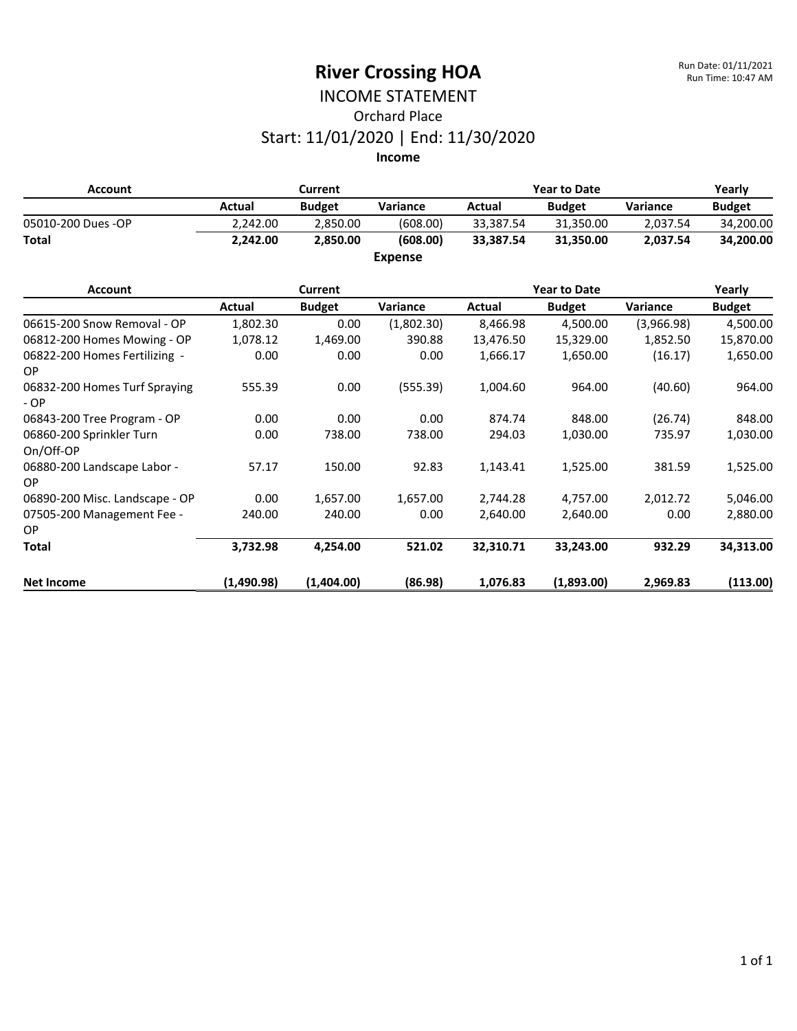# River Crossing HOA

Run Date: 01/11/2021
Run Time: 10:47 AM

## INCOME STATEMENT

### Orchard Place

### Start: 11/01/2020 | End: 11/30/2020

**Income**

| Account | Current | | | Year to Date | | | Yearly |
|---|---|---|---|---|---|---|---|
| | **Actual** | **Budget** | **Variance** | **Actual** | **Budget** | **Variance** | **Budget** |
| 05010-200 Dues -OP | 2,242.00 | 2,850.00 | (608.00) | 33,387.54 | 31,350.00 | 2,037.54 | 34,200.00 |
| **Total** | **2,242.00** | **2,850.00** | **(608.00)** | **33,387.54** | **31,350.00** | **2,037.54** | **34,200.00** |

**Expense**

| Account | Current | | | Year to Date | | | Yearly |
|---|---|---|---|---|---|---|---|
| | **Actual** | **Budget** | **Variance** | **Actual** | **Budget** | **Variance** | **Budget** |
| 06615-200 Snow Removal - OP | 1,802.30 | 0.00 | (1,802.30) | 8,466.98 | 4,500.00 | (3,966.98) | 4,500.00 |
| 06812-200 Homes Mowing - OP | 1,078.12 | 1,469.00 | 390.88 | 13,476.50 | 15,329.00 | 1,852.50 | 15,870.00 |
| 06822-200 Homes Fertilizing - OP | 0.00 | 0.00 | 0.00 | 1,666.17 | 1,650.00 | (16.17) | 1,650.00 |
| 06832-200 Homes Turf Spraying - OP | 555.39 | 0.00 | (555.39) | 1,004.60 | 964.00 | (40.60) | 964.00 |
| 06843-200 Tree Program - OP | 0.00 | 0.00 | 0.00 | 874.74 | 848.00 | (26.74) | 848.00 |
| 06860-200 Sprinkler Turn On/Off-OP | 0.00 | 738.00 | 738.00 | 294.03 | 1,030.00 | 735.97 | 1,030.00 |
| 06880-200 Landscape Labor - OP | 57.17 | 150.00 | 92.83 | 1,143.41 | 1,525.00 | 381.59 | 1,525.00 |
| 06890-200 Misc. Landscape - OP | 0.00 | 1,657.00 | 1,657.00 | 2,744.28 | 4,757.00 | 2,012.72 | 5,046.00 |
| 07505-200 Management Fee - OP | 240.00 | 240.00 | 0.00 | 2,640.00 | 2,640.00 | 0.00 | 2,880.00 |
| **Total** | **3,732.98** | **4,254.00** | **521.02** | **32,310.71** | **33,243.00** | **932.29** | **34,313.00** |
| **Net Income** | **(1,490.98)** | **(1,404.00)** | **(86.98)** | **1,076.83** | **(1,893.00)** | **2,969.83** | **(113.00)** |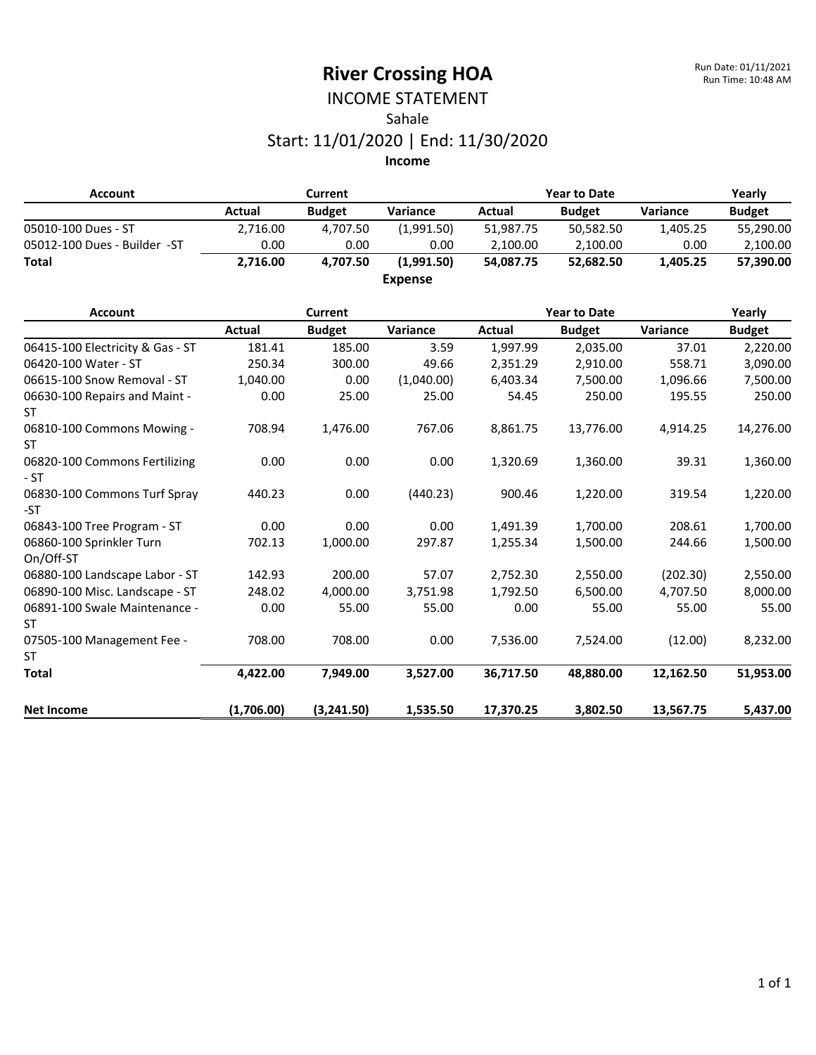# River Crossing HOA

Run Date: 01/11/2021
Run Time: 10:48 AM

## INCOME STATEMENT

### Sahale

### Start: 11/01/2020 | End: 11/30/2020

**Income**

| Account | Current | | | Year to Date | | | Yearly |
|---|---|---|---|---|---|---|---|
| | Actual | Budget | Variance | Actual | Budget | Variance | Budget |
| 05010-100 Dues - ST | 2,716.00 | 4,707.50 | (1,991.50) | 51,987.75 | 50,582.50 | 1,405.25 | 55,290.00 |
| 05012-100 Dues - Builder -ST | 0.00 | 0.00 | 0.00 | 2,100.00 | 2,100.00 | 0.00 | 2,100.00 |
| **Total** | **2,716.00** | **4,707.50** | **(1,991.50)** | **54,087.75** | **52,682.50** | **1,405.25** | **57,390.00** |

**Expense**

| Account | Current | | | Year to Date | | | Yearly |
|---|---|---|---|---|---|---|---|
| | Actual | Budget | Variance | Actual | Budget | Variance | Budget |
| 06415-100 Electricity & Gas - ST | 181.41 | 185.00 | 3.59 | 1,997.99 | 2,035.00 | 37.01 | 2,220.00 |
| 06420-100 Water - ST | 250.34 | 300.00 | 49.66 | 2,351.29 | 2,910.00 | 558.71 | 3,090.00 |
| 06615-100 Snow Removal - ST | 1,040.00 | 0.00 | (1,040.00) | 6,403.34 | 7,500.00 | 1,096.66 | 7,500.00 |
| 06630-100 Repairs and Maint - ST | 0.00 | 25.00 | 25.00 | 54.45 | 250.00 | 195.55 | 250.00 |
| 06810-100 Commons Mowing - ST | 708.94 | 1,476.00 | 767.06 | 8,861.75 | 13,776.00 | 4,914.25 | 14,276.00 |
| 06820-100 Commons Fertilizing - ST | 0.00 | 0.00 | 0.00 | 1,320.69 | 1,360.00 | 39.31 | 1,360.00 |
| 06830-100 Commons Turf Spray -ST | 440.23 | 0.00 | (440.23) | 900.46 | 1,220.00 | 319.54 | 1,220.00 |
| 06843-100 Tree Program - ST | 0.00 | 0.00 | 0.00 | 1,491.39 | 1,700.00 | 208.61 | 1,700.00 |
| 06860-100 Sprinkler Turn On/Off-ST | 702.13 | 1,000.00 | 297.87 | 1,255.34 | 1,500.00 | 244.66 | 1,500.00 |
| 06880-100 Landscape Labor - ST | 142.93 | 200.00 | 57.07 | 2,752.30 | 2,550.00 | (202.30) | 2,550.00 |
| 06890-100 Misc. Landscape - ST | 248.02 | 4,000.00 | 3,751.98 | 1,792.50 | 6,500.00 | 4,707.50 | 8,000.00 |
| 06891-100 Swale Maintenance - ST | 0.00 | 55.00 | 55.00 | 0.00 | 55.00 | 55.00 | 55.00 |
| 07505-100 Management Fee - ST | 708.00 | 708.00 | 0.00 | 7,536.00 | 7,524.00 | (12.00) | 8,232.00 |
| **Total** | **4,422.00** | **7,949.00** | **3,527.00** | **36,717.50** | **48,880.00** | **12,162.50** | **51,953.00** |
| **Net Income** | **(1,706.00)** | **(3,241.50)** | **1,535.50** | **17,370.25** | **3,802.50** | **13,567.75** | **5,437.00** |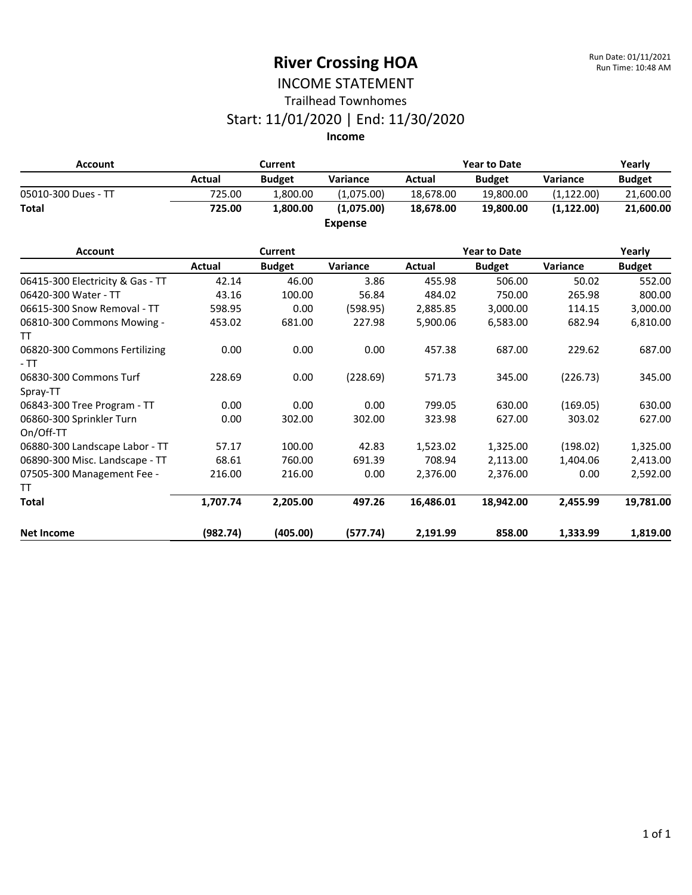# River Crossing HOA

Run Date: 01/11/2021
Run Time: 10:48 AM

## INCOME STATEMENT

### Trailhead Townhomes

### Start: 11/01/2020 | End: 11/30/2020

**Income**

| Account | Current | | | Year to Date | | | Yearly |
|---|---|---|---|---|---|---|---|
| | **Actual** | **Budget** | **Variance** | **Actual** | **Budget** | **Variance** | **Budget** |
| 05010-300 Dues - TT | 725.00 | 1,800.00 | (1,075.00) | 18,678.00 | 19,800.00 | (1,122.00) | 21,600.00 |
| **Total** | **725.00** | **1,800.00** | **(1,075.00)** | **18,678.00** | **19,800.00** | **(1,122.00)** | **21,600.00** |

**Expense**

| Account | Current | | | Year to Date | | | Yearly |
|---|---|---|---|---|---|---|---|
| | **Actual** | **Budget** | **Variance** | **Actual** | **Budget** | **Variance** | **Budget** |
| 06415-300 Electricity & Gas - TT | 42.14 | 46.00 | 3.86 | 455.98 | 506.00 | 50.02 | 552.00 |
| 06420-300 Water - TT | 43.16 | 100.00 | 56.84 | 484.02 | 750.00 | 265.98 | 800.00 |
| 06615-300 Snow Removal - TT | 598.95 | 0.00 | (598.95) | 2,885.85 | 3,000.00 | 114.15 | 3,000.00 |
| 06810-300 Commons Mowing - TT | 453.02 | 681.00 | 227.98 | 5,900.06 | 6,583.00 | 682.94 | 6,810.00 |
| 06820-300 Commons Fertilizing - TT | 0.00 | 0.00 | 0.00 | 457.38 | 687.00 | 229.62 | 687.00 |
| 06830-300 Commons Turf Spray-TT | 228.69 | 0.00 | (228.69) | 571.73 | 345.00 | (226.73) | 345.00 |
| 06843-300 Tree Program - TT | 0.00 | 0.00 | 0.00 | 799.05 | 630.00 | (169.05) | 630.00 |
| 06860-300 Sprinkler Turn On/Off-TT | 0.00 | 302.00 | 302.00 | 323.98 | 627.00 | 303.02 | 627.00 |
| 06880-300 Landscape Labor - TT | 57.17 | 100.00 | 42.83 | 1,523.02 | 1,325.00 | (198.02) | 1,325.00 |
| 06890-300 Misc. Landscape - TT | 68.61 | 760.00 | 691.39 | 708.94 | 2,113.00 | 1,404.06 | 2,413.00 |
| 07505-300 Management Fee - TT | 216.00 | 216.00 | 0.00 | 2,376.00 | 2,376.00 | 0.00 | 2,592.00 |
| **Total** | **1,707.74** | **2,205.00** | **497.26** | **16,486.01** | **18,942.00** | **2,455.99** | **19,781.00** |
| **Net Income** | **(982.74)** | **(405.00)** | **(577.74)** | **2,191.99** | **858.00** | **1,333.99** | **1,819.00** |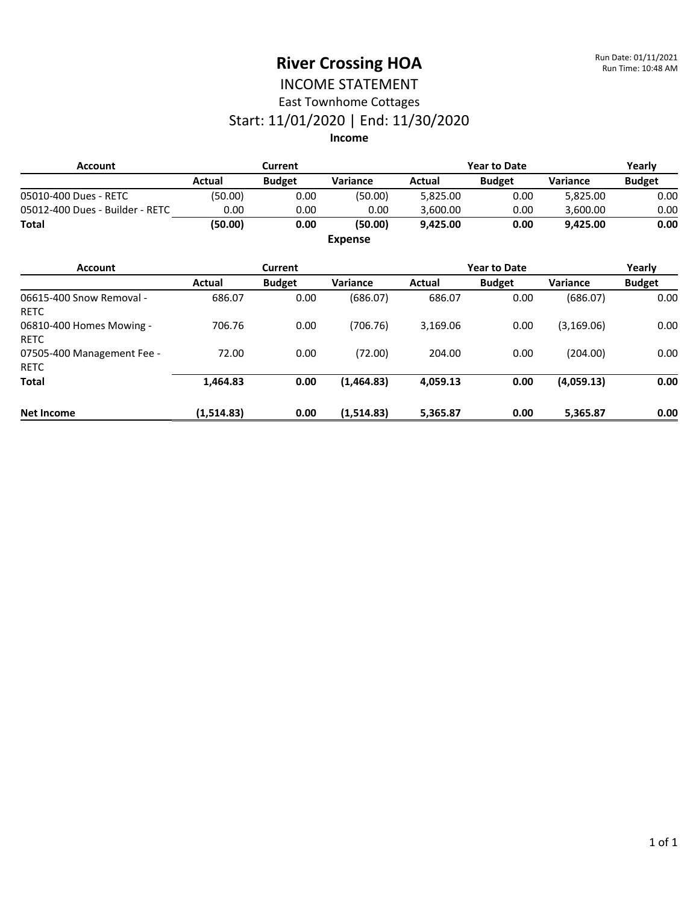# River Crossing HOA

Run Date: 01/11/2021
Run Time: 10:48 AM

## INCOME STATEMENT

### East Townhome Cottages

### Start: 11/01/2020 | End: 11/30/2020

**Income**

| Account | Current | | | Year to Date | | | Yearly |
|---|---|---|---|---|---|---|---|
| | Actual | Budget | Variance | Actual | Budget | Variance | Budget |
| 05010-400 Dues - RETC | (50.00) | 0.00 | (50.00) | 5,825.00 | 0.00 | 5,825.00 | 0.00 |
| 05012-400 Dues - Builder - RETC | 0.00 | 0.00 | 0.00 | 3,600.00 | 0.00 | 3,600.00 | 0.00 |
| **Total** | **(50.00)** | **0.00** | **(50.00)** | **9,425.00** | **0.00** | **9,425.00** | **0.00** |

**Expense**

| Account | Current | | | Year to Date | | | Yearly |
|---|---|---|---|---|---|---|---|
| | Actual | Budget | Variance | Actual | Budget | Variance | Budget |
| 06615-400 Snow Removal - RETC | 686.07 | 0.00 | (686.07) | 686.07 | 0.00 | (686.07) | 0.00 |
| 06810-400 Homes Mowing - RETC | 706.76 | 0.00 | (706.76) | 3,169.06 | 0.00 | (3,169.06) | 0.00 |
| 07505-400 Management Fee - RETC | 72.00 | 0.00 | (72.00) | 204.00 | 0.00 | (204.00) | 0.00 |
| **Total** | **1,464.83** | **0.00** | **(1,464.83)** | **4,059.13** | **0.00** | **(4,059.13)** | **0.00** |
| **Net Income** | **(1,514.83)** | **0.00** | **(1,514.83)** | **5,365.87** | **0.00** | **5,365.87** | **0.00** |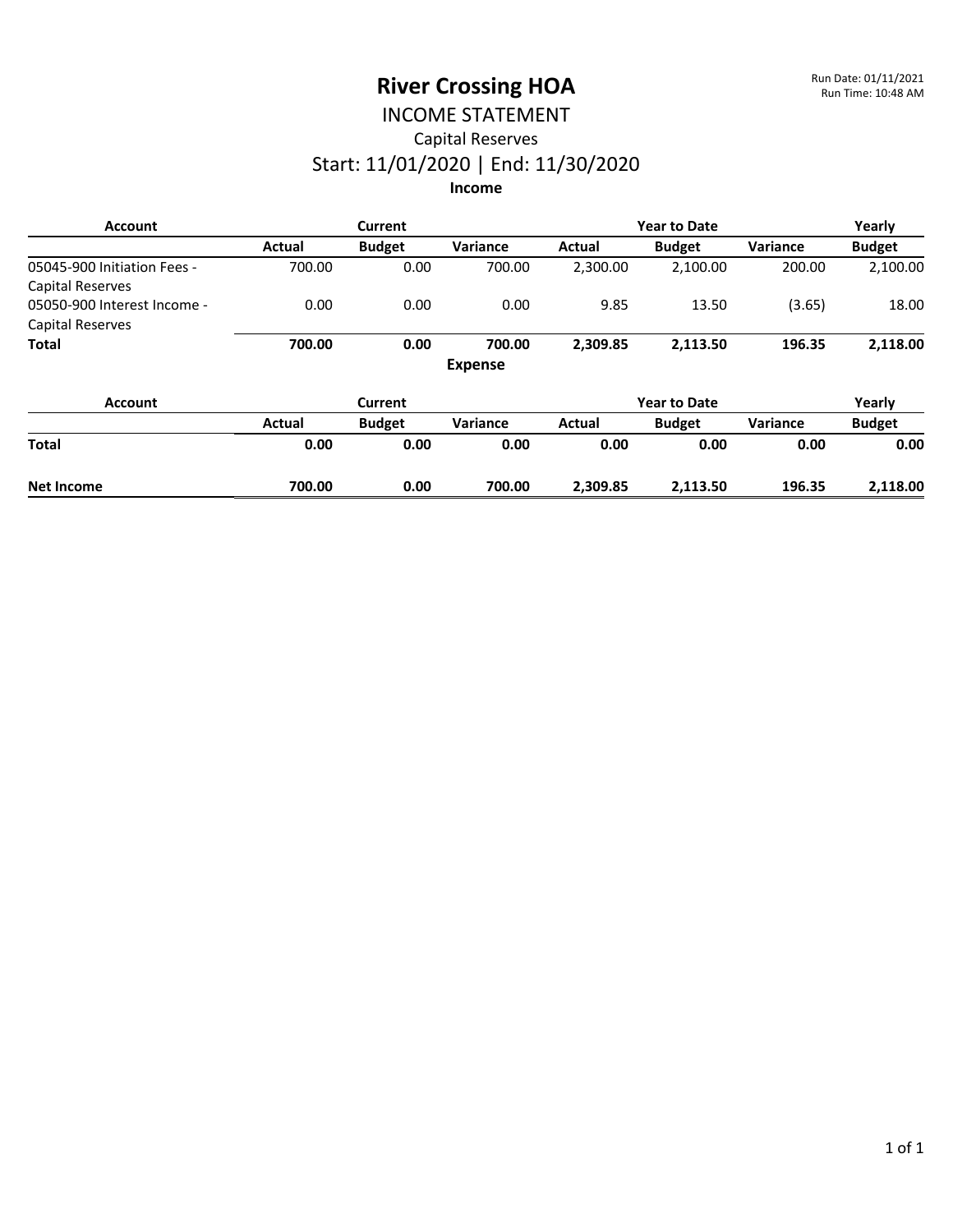# River Crossing HOA

Run Date: 01/11/2021
Run Time: 10:48 AM

## INCOME STATEMENT

### Capital Reserves

### Start: 11/01/2020 | End: 11/30/2020

**Income**

| Account | Current | | | Year to Date | | | Yearly |
|---|---|---|---|---|---|---|---|
| | **Actual** | **Budget** | **Variance** | **Actual** | **Budget** | **Variance** | **Budget** |
| 05045-900 Initiation Fees - Capital Reserves | 700.00 | 0.00 | 700.00 | 2,300.00 | 2,100.00 | 200.00 | 2,100.00 |
| 05050-900 Interest Income - Capital Reserves | 0.00 | 0.00 | 0.00 | 9.85 | 13.50 | (3.65) | 18.00 |
| **Total** | **700.00** | **0.00** | **700.00** | **2,309.85** | **2,113.50** | **196.35** | **2,118.00** |

**Expense**

| Account | Current | | | Year to Date | | | Yearly |
|---|---|---|---|---|---|---|---|
| | **Actual** | **Budget** | **Variance** | **Actual** | **Budget** | **Variance** | **Budget** |
| **Total** | **0.00** | **0.00** | **0.00** | **0.00** | **0.00** | **0.00** | **0.00** |
| **Net Income** | **700.00** | **0.00** | **700.00** | **2,309.85** | **2,113.50** | **196.35** | **2,118.00** |